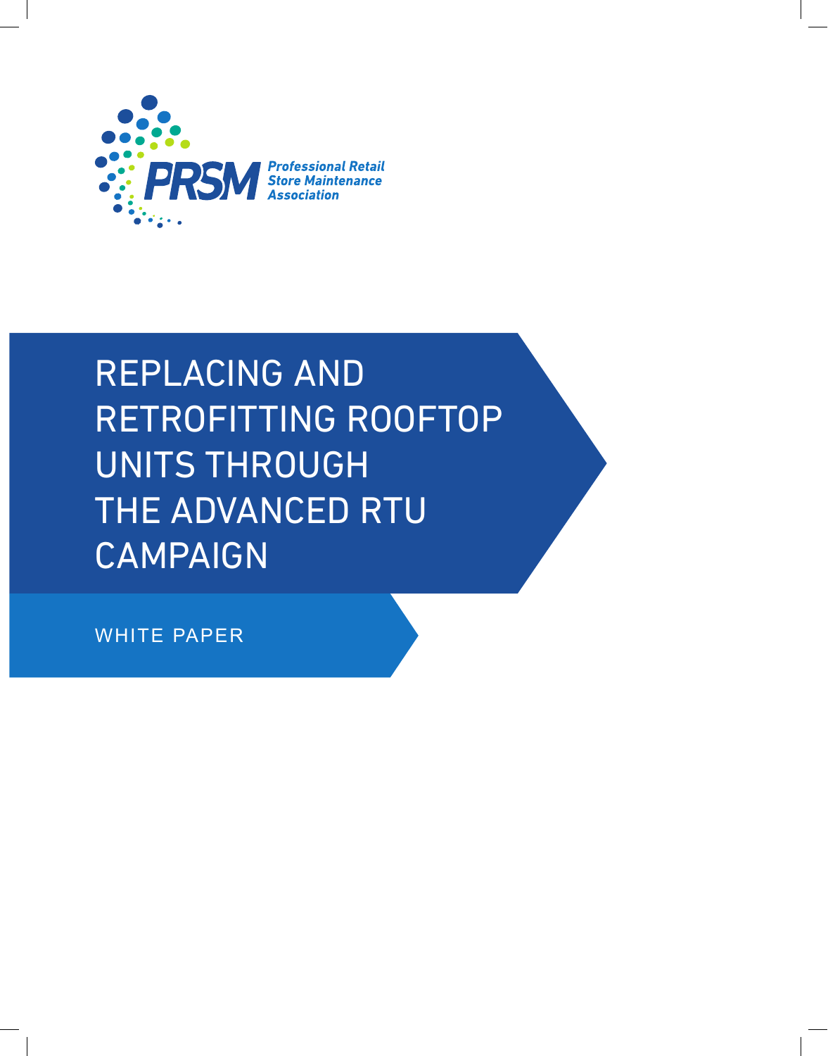PRSM Professional Retail Store Maintenance Association

# REPLACING AND RETROFITTING ROOFTOP UNITS THROUGH THE ADVANCED RTU CAMPAIGN

WHITE PAPER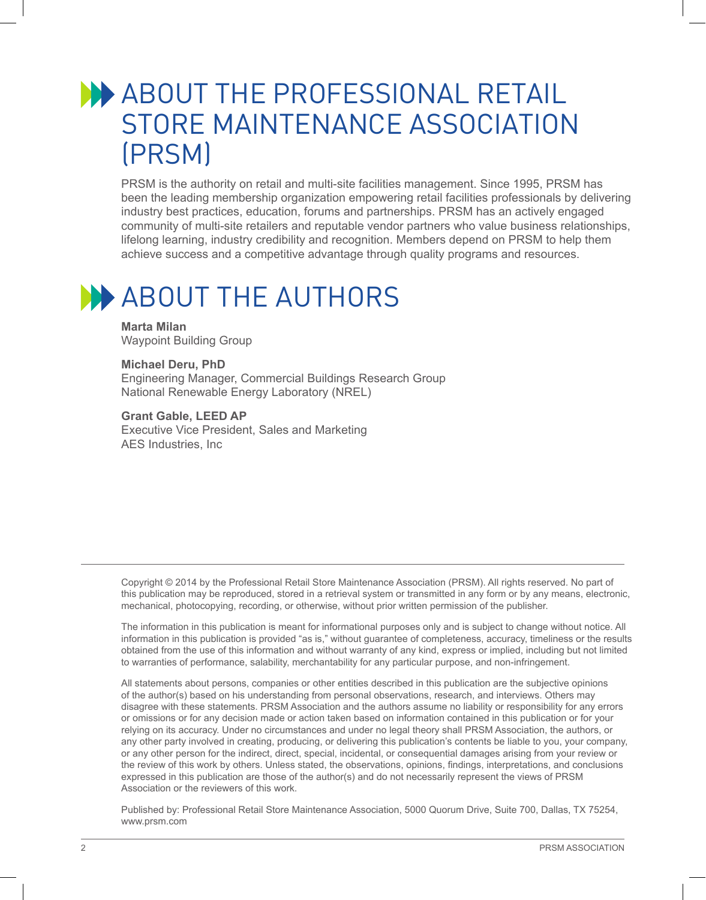# ABOUT THE PROFESSIONAL RETAIL STORE MAINTENANCE ASSOCIATION (PRSM)

PRSM is the authority on retail and multi-site facilities management. Since 1995, PRSM has been the leading membership organization empowering retail facilities professionals by delivering industry best practices, education, forums and partnerships. PRSM has an actively engaged community of multi-site retailers and reputable vendor partners who value business relationships, lifelong learning, industry credibility and recognition. Members depend on PRSM to help them achieve success and a competitive advantage through quality programs and resources.

# ABOUT THE AUTHORS

**Marta Milan**
Waypoint Building Group

**Michael Deru, PhD**
Engineering Manager, Commercial Buildings Research Group
National Renewable Energy Laboratory (NREL)

**Grant Gable, LEED AP**
Executive Vice President, Sales and Marketing
AES Industries, Inc

---

Copyright © 2014 by the Professional Retail Store Maintenance Association (PRSM). All rights reserved. No part of this publication may be reproduced, stored in a retrieval system or transmitted in any form or by any means, electronic, mechanical, photocopying, recording, or otherwise, without prior written permission of the publisher.

The information in this publication is meant for informational purposes only and is subject to change without notice. All information in this publication is provided "as is," without guarantee of completeness, accuracy, timeliness or the results obtained from the use of this information and without warranty of any kind, express or implied, including but not limited to warranties of performance, salability, merchantability for any particular purpose, and non-infringement.

All statements about persons, companies or other entities described in this publication are the subjective opinions of the author(s) based on his understanding from personal observations, research, and interviews. Others may disagree with these statements. PRSM Association and the authors assume no liability or responsibility for any errors or omissions or for any decision made or action taken based on information contained in this publication or for your relying on its accuracy. Under no circumstances and under no legal theory shall PRSM Association, the authors, or any other party involved in creating, producing, or delivering this publication's contents be liable to you, your company, or any other person for the indirect, direct, special, incidental, or consequential damages arising from your review or the review of this work by others. Unless stated, the observations, opinions, findings, interpretations, and conclusions expressed in this publication are those of the author(s) and do not necessarily represent the views of PRSM Association or the reviewers of this work.

Published by: Professional Retail Store Maintenance Association, 5000 Quorum Drive, Suite 700, Dallas, TX 75254, www.prsm.com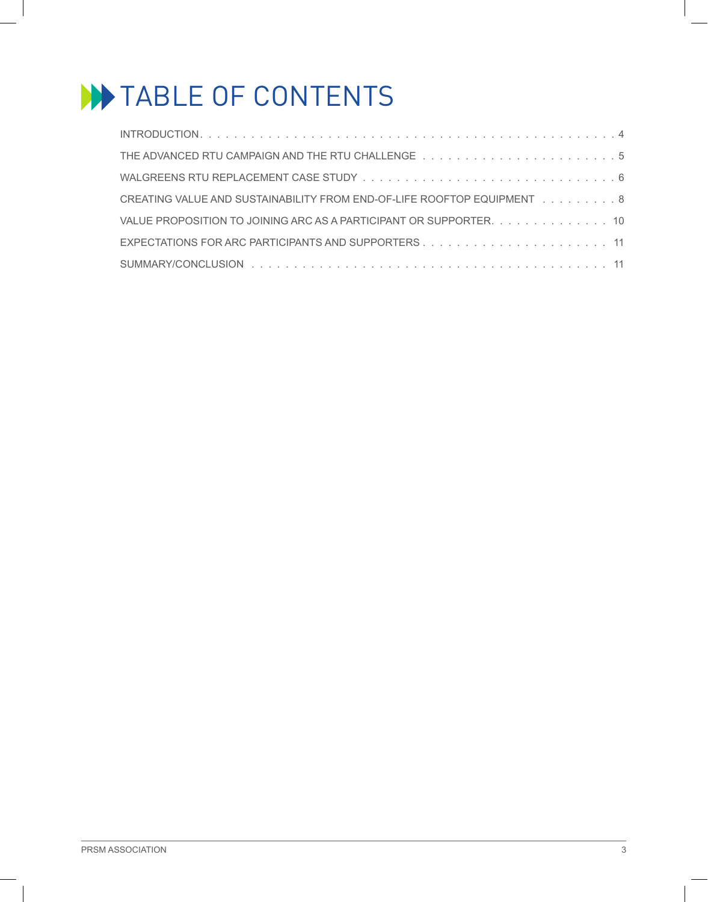# TABLE OF CONTENTS

INTRODUCTION . . . . . . . . . . . . . . . . . . . . . . . . . . . . . . . . . . . . . . . . . . . . . . . . 4

THE ADVANCED RTU CAMPAIGN AND THE RTU CHALLENGE . . . . . . . . . . . . . . . . . . . . . . . 5

WALGREENS RTU REPLACEMENT CASE STUDY . . . . . . . . . . . . . . . . . . . . . . . . . . . . . 6

CREATING VALUE AND SUSTAINABILITY FROM END-OF-LIFE ROOFTOP EQUIPMENT . . . . . . . . . 8

VALUE PROPOSITION TO JOINING ARC AS A PARTICIPANT OR SUPPORTER. . . . . . . . . . . . . . 10

EXPECTATIONS FOR ARC PARTICIPANTS AND SUPPORTERS . . . . . . . . . . . . . . . . . . . . . . 11

SUMMARY/CONCLUSION . . . . . . . . . . . . . . . . . . . . . . . . . . . . . . . . . . . . . . . . 11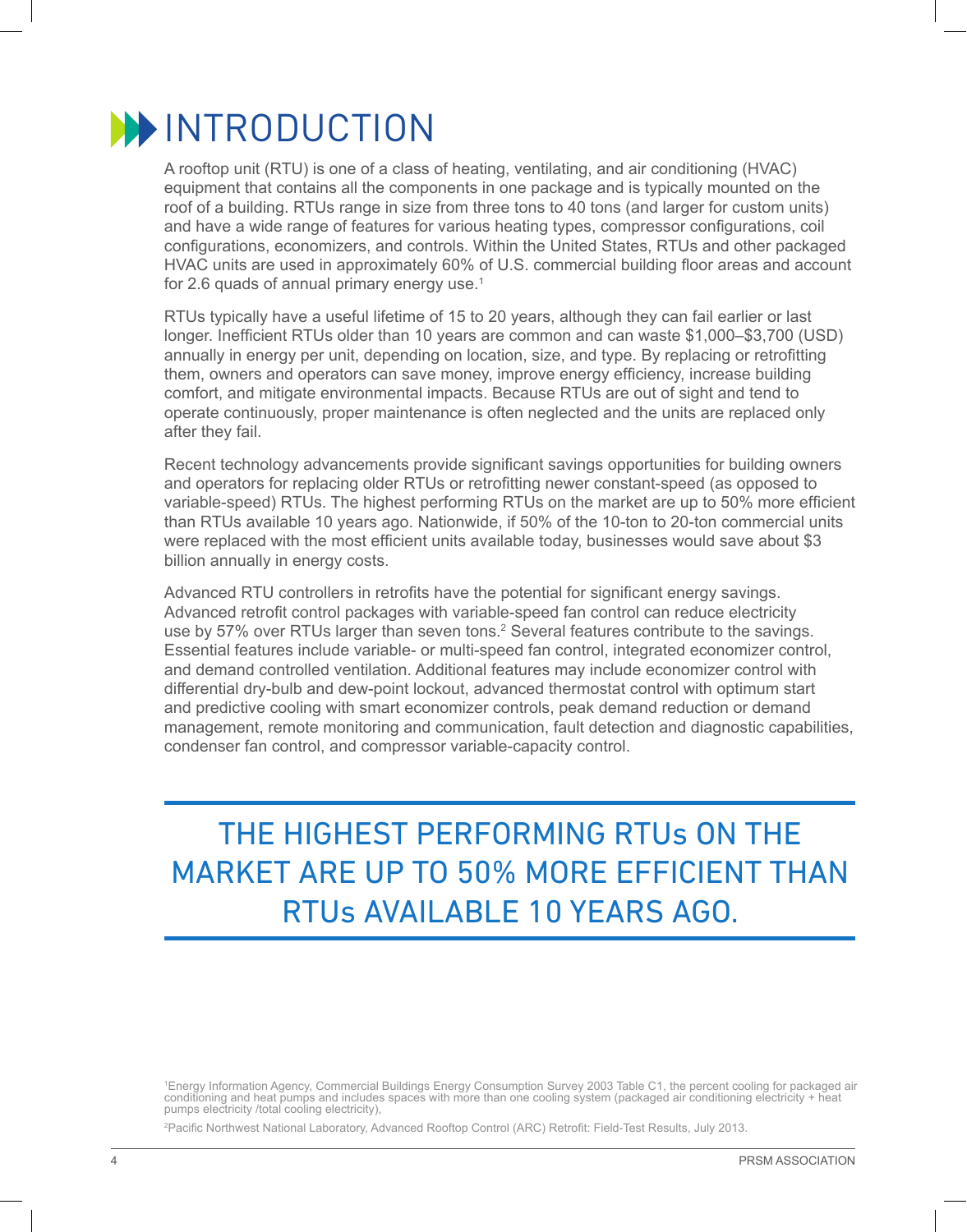# INTRODUCTION

A rooftop unit (RTU) is one of a class of heating, ventilating, and air conditioning (HVAC) equipment that contains all the components in one package and is typically mounted on the roof of a building. RTUs range in size from three tons to 40 tons (and larger for custom units) and have a wide range of features for various heating types, compressor configurations, coil configurations, economizers, and controls. Within the United States, RTUs and other packaged HVAC units are used in approximately 60% of U.S. commercial building floor areas and account for 2.6 quads of annual primary energy use.[1]

RTUs typically have a useful lifetime of 15 to 20 years, although they can fail earlier or last longer. Inefficient RTUs older than 10 years are common and can waste $1,000–$3,700 (USD) annually in energy per unit, depending on location, size, and type. By replacing or retrofitting them, owners and operators can save money, improve energy efficiency, increase building comfort, and mitigate environmental impacts. Because RTUs are out of sight and tend to operate continuously, proper maintenance is often neglected and the units are replaced only after they fail.

Recent technology advancements provide significant savings opportunities for building owners and operators for replacing older RTUs or retrofitting newer constant-speed (as opposed to variable-speed) RTUs. The highest performing RTUs on the market are up to 50% more efficient than RTUs available 10 years ago. Nationwide, if 50% of the 10-ton to 20-ton commercial units were replaced with the most efficient units available today, businesses would save about $3 billion annually in energy costs.

Advanced RTU controllers in retrofits have the potential for significant energy savings. Advanced retrofit control packages with variable-speed fan control can reduce electricity use by 57% over RTUs larger than seven tons.[2] Several features contribute to the savings. Essential features include variable- or multi-speed fan control, integrated economizer control, and demand controlled ventilation. Additional features may include economizer control with differential dry-bulb and dew-point lockout, advanced thermostat control with optimum start and predictive cooling with smart economizer controls, peak demand reduction or demand management, remote monitoring and communication, fault detection and diagnostic capabilities, condenser fan control, and compressor variable-capacity control.

---

THE HIGHEST PERFORMING RTUs ON THE MARKET ARE UP TO 50% MORE EFFICIENT THAN RTUs AVAILABLE 10 YEARS AGO.

---

[1]Energy Information Agency, Commercial Buildings Energy Consumption Survey 2003 Table C1, the percent cooling for packaged air conditioning and heat pumps and includes spaces with more than one cooling system (packaged air conditioning electricity + heat pumps electricity /total cooling electricity),

[2]Pacific Northwest National Laboratory, Advanced Rooftop Control (ARC) Retrofit: Field-Test Results, July 2013.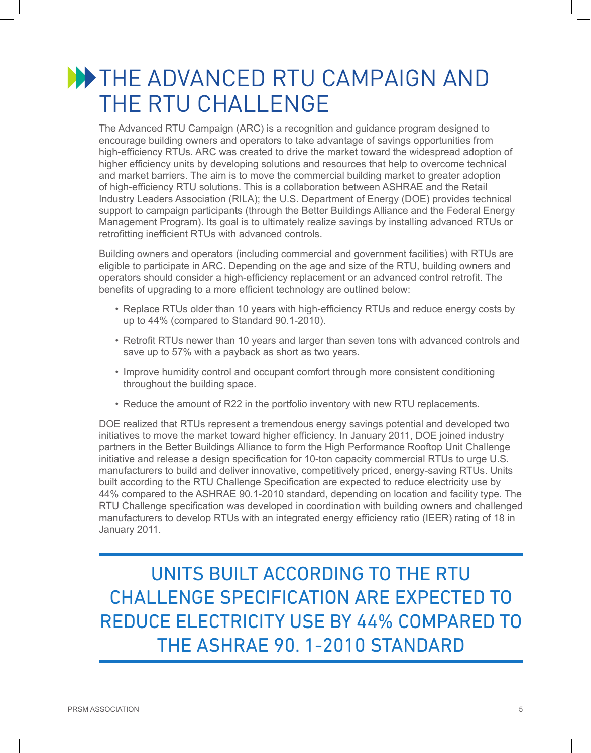# THE ADVANCED RTU CAMPAIGN AND THE RTU CHALLENGE

The Advanced RTU Campaign (ARC) is a recognition and guidance program designed to encourage building owners and operators to take advantage of savings opportunities from high-efficiency RTUs. ARC was created to drive the market toward the widespread adoption of higher efficiency units by developing solutions and resources that help to overcome technical and market barriers. The aim is to move the commercial building market to greater adoption of high-efficiency RTU solutions. This is a collaboration between ASHRAE and the Retail Industry Leaders Association (RILA); the U.S. Department of Energy (DOE) provides technical support to campaign participants (through the Better Buildings Alliance and the Federal Energy Management Program). Its goal is to ultimately realize savings by installing advanced RTUs or retrofitting inefficient RTUs with advanced controls.

Building owners and operators (including commercial and government facilities) with RTUs are eligible to participate in ARC. Depending on the age and size of the RTU, building owners and operators should consider a high-efficiency replacement or an advanced control retrofit. The benefits of upgrading to a more efficient technology are outlined below:

- Replace RTUs older than 10 years with high-efficiency RTUs and reduce energy costs by up to 44% (compared to Standard 90.1-2010).
- Retrofit RTUs newer than 10 years and larger than seven tons with advanced controls and save up to 57% with a payback as short as two years.
- Improve humidity control and occupant comfort through more consistent conditioning throughout the building space.
- Reduce the amount of R22 in the portfolio inventory with new RTU replacements.

DOE realized that RTUs represent a tremendous energy savings potential and developed two initiatives to move the market toward higher efficiency. In January 2011, DOE joined industry partners in the Better Buildings Alliance to form the High Performance Rooftop Unit Challenge initiative and release a design specification for 10-ton capacity commercial RTUs to urge U.S. manufacturers to build and deliver innovative, competitively priced, energy-saving RTUs. Units built according to the RTU Challenge Specification are expected to reduce electricity use by 44% compared to the ASHRAE 90.1-2010 standard, depending on location and facility type. The RTU Challenge specification was developed in coordination with building owners and challenged manufacturers to develop RTUs with an integrated energy efficiency ratio (IEER) rating of 18 in January 2011.

---

UNITS BUILT ACCORDING TO THE RTU CHALLENGE SPECIFICATION ARE EXPECTED TO REDUCE ELECTRICITY USE BY 44% COMPARED TO THE ASHRAE 90. 1-2010 STANDARD

---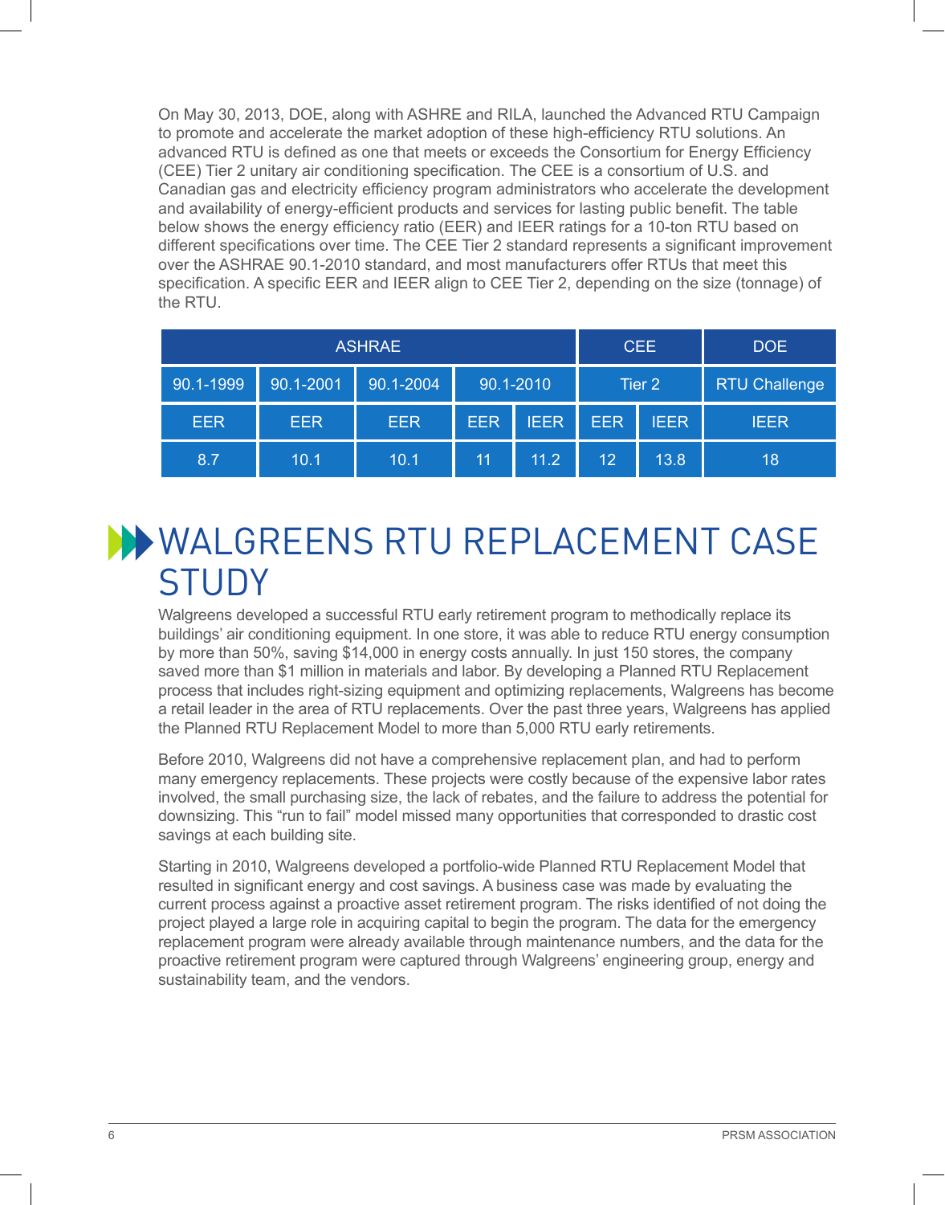On May 30, 2013, DOE, along with ASHRE and RILA, launched the Advanced RTU Campaign to promote and accelerate the market adoption of these high-efficiency RTU solutions. An advanced RTU is defined as one that meets or exceeds the Consortium for Energy Efficiency (CEE) Tier 2 unitary air conditioning specification. The CEE is a consortium of U.S. and Canadian gas and electricity efficiency program administrators who accelerate the development and availability of energy-efficient products and services for lasting public benefit. The table below shows the energy efficiency ratio (EER) and IEER ratings for a 10-ton RTU based on different specifications over time. The CEE Tier 2 standard represents a significant improvement over the ASHRAE 90.1-2010 standard, and most manufacturers offer RTUs that meet this specification. A specific EER and IEER align to CEE Tier 2, depending on the size (tonnage) of the RTU.

| ASHRAE | | | | | CEE | | DOE |
|---|---|---|---|---|---|---|---|
| 90.1-1999 | 90.1-2001 | 90.1-2004 | 90.1-2010 | | Tier 2 | | RTU Challenge |
| EER | EER | EER | EER | IEER | EER | IEER | IEER |
| 8.7 | 10.1 | 10.1 | 11 | 11.2 | 12 | 13.8 | 18 |

# WALGREENS RTU REPLACEMENT CASE STUDY

Walgreens developed a successful RTU early retirement program to methodically replace its buildings' air conditioning equipment. In one store, it was able to reduce RTU energy consumption by more than 50%, saving $14,000 in energy costs annually. In just 150 stores, the company saved more than $1 million in materials and labor. By developing a Planned RTU Replacement process that includes right-sizing equipment and optimizing replacements, Walgreens has become a retail leader in the area of RTU replacements. Over the past three years, Walgreens has applied the Planned RTU Replacement Model to more than 5,000 RTU early retirements.

Before 2010, Walgreens did not have a comprehensive replacement plan, and had to perform many emergency replacements. These projects were costly because of the expensive labor rates involved, the small purchasing size, the lack of rebates, and the failure to address the potential for downsizing. This "run to fail" model missed many opportunities that corresponded to drastic cost savings at each building site.

Starting in 2010, Walgreens developed a portfolio-wide Planned RTU Replacement Model that resulted in significant energy and cost savings. A business case was made by evaluating the current process against a proactive asset retirement program. The risks identified of not doing the project played a large role in acquiring capital to begin the program. The data for the emergency replacement program were already available through maintenance numbers, and the data for the proactive retirement program were captured through Walgreens' engineering group, energy and sustainability team, and the vendors.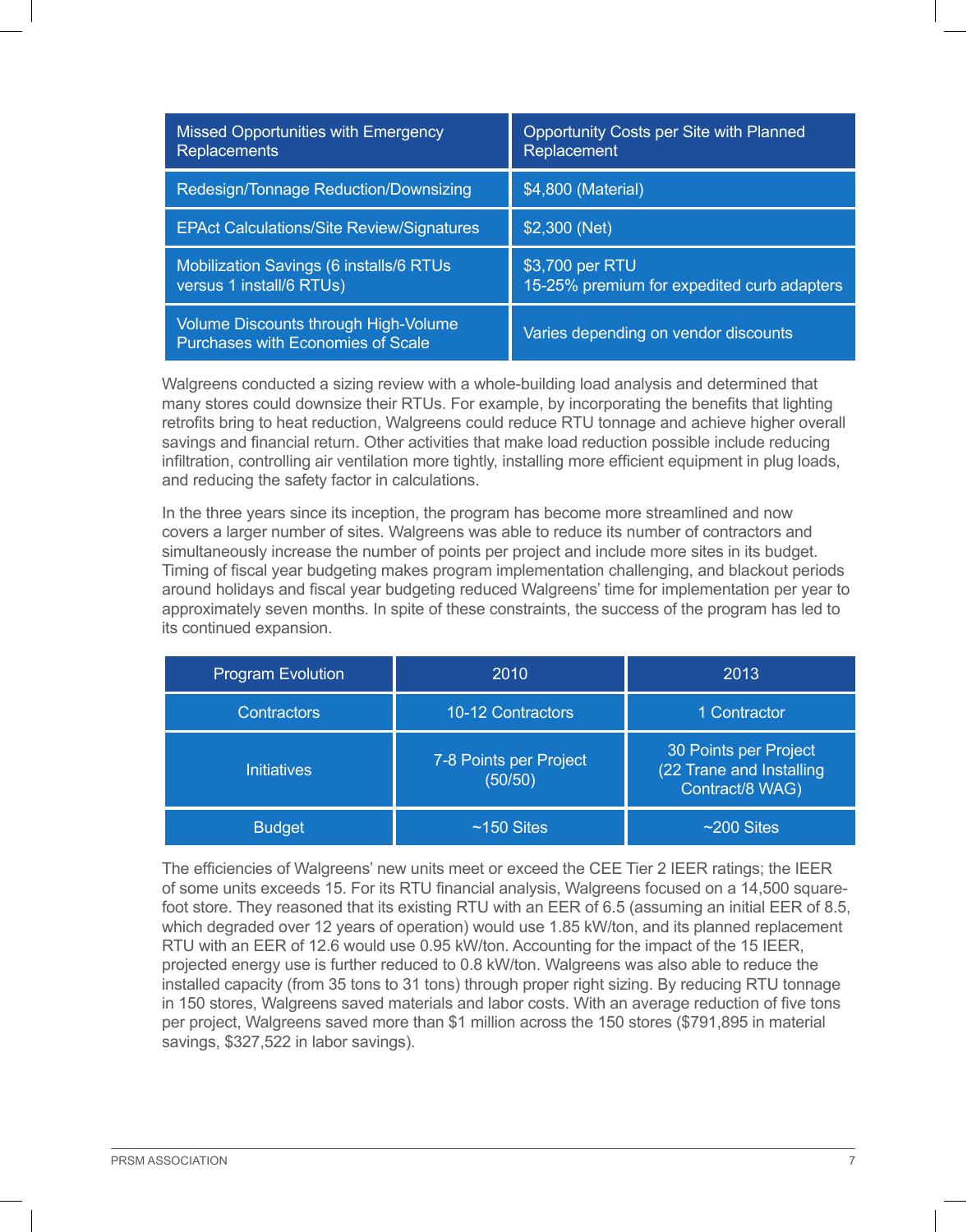| Missed Opportunities with Emergency Replacements | Opportunity Costs per Site with Planned Replacement |
| --- | --- |
| Redesign/Tonnage Reduction/Downsizing | $4,800 (Material) |
| EPAct Calculations/Site Review/Signatures | $2,300 (Net) |
| Mobilization Savings (6 installs/6 RTUs versus 1 install/6 RTUs) | $3,700 per RTU<br>15-25% premium for expedited curb adapters |
| Volume Discounts through High-Volume Purchases with Economies of Scale | Varies depending on vendor discounts |

Walgreens conducted a sizing review with a whole-building load analysis and determined that many stores could downsize their RTUs. For example, by incorporating the benefits that lighting retrofits bring to heat reduction, Walgreens could reduce RTU tonnage and achieve higher overall savings and financial return. Other activities that make load reduction possible include reducing infiltration, controlling air ventilation more tightly, installing more efficient equipment in plug loads, and reducing the safety factor in calculations.

In the three years since its inception, the program has become more streamlined and now covers a larger number of sites. Walgreens was able to reduce its number of contractors and simultaneously increase the number of points per project and include more sites in its budget. Timing of fiscal year budgeting makes program implementation challenging, and blackout periods around holidays and fiscal year budgeting reduced Walgreens' time for implementation per year to approximately seven months. In spite of these constraints, the success of the program has led to its continued expansion.

| Program Evolution | 2010 | 2013 |
| --- | --- | --- |
| Contractors | 10-12 Contractors | 1 Contractor |
| Initiatives | 7-8 Points per Project (50/50) | 30 Points per Project (22 Trane and Installing Contract/8 WAG) |
| Budget | ~150 Sites | ~200 Sites |

The efficiencies of Walgreens' new units meet or exceed the CEE Tier 2 IEER ratings; the IEER of some units exceeds 15. For its RTU financial analysis, Walgreens focused on a 14,500 square-foot store. They reasoned that its existing RTU with an EER of 6.5 (assuming an initial EER of 8.5, which degraded over 12 years of operation) would use 1.85 kW/ton, and its planned replacement RTU with an EER of 12.6 would use 0.95 kW/ton. Accounting for the impact of the 15 IEER, projected energy use is further reduced to 0.8 kW/ton. Walgreens was also able to reduce the installed capacity (from 35 tons to 31 tons) through proper right sizing. By reducing RTU tonnage in 150 stores, Walgreens saved materials and labor costs. With an average reduction of five tons per project, Walgreens saved more than $1 million across the 150 stores ($791,895 in material savings, $327,522 in labor savings).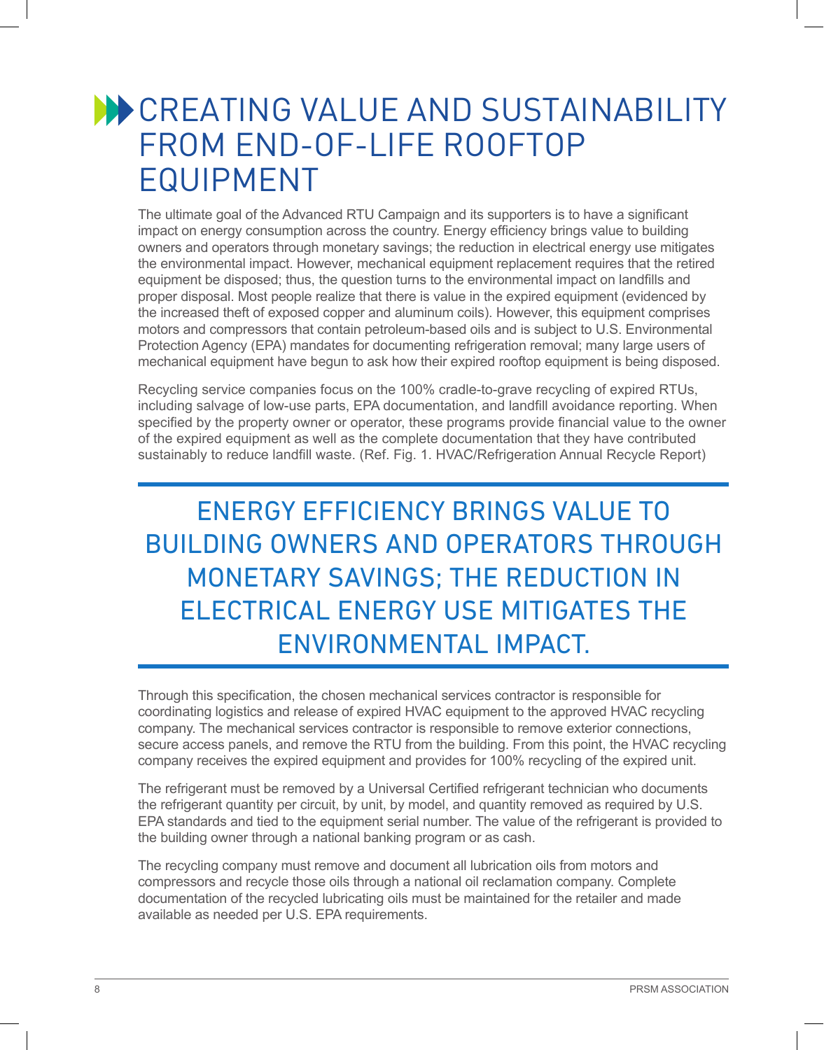# CREATING VALUE AND SUSTAINABILITY FROM END-OF-LIFE ROOFTOP EQUIPMENT

The ultimate goal of the Advanced RTU Campaign and its supporters is to have a significant impact on energy consumption across the country. Energy efficiency brings value to building owners and operators through monetary savings; the reduction in electrical energy use mitigates the environmental impact. However, mechanical equipment replacement requires that the retired equipment be disposed; thus, the question turns to the environmental impact on landfills and proper disposal. Most people realize that there is value in the expired equipment (evidenced by the increased theft of exposed copper and aluminum coils). However, this equipment comprises motors and compressors that contain petroleum-based oils and is subject to U.S. Environmental Protection Agency (EPA) mandates for documenting refrigeration removal; many large users of mechanical equipment have begun to ask how their expired rooftop equipment is being disposed.

Recycling service companies focus on the 100% cradle-to-grave recycling of expired RTUs, including salvage of low-use parts, EPA documentation, and landfill avoidance reporting. When specified by the property owner or operator, these programs provide financial value to the owner of the expired equipment as well as the complete documentation that they have contributed sustainably to reduce landfill waste. (Ref. Fig. 1. HVAC/Refrigeration Annual Recycle Report)

> ENERGY EFFICIENCY BRINGS VALUE TO BUILDING OWNERS AND OPERATORS THROUGH MONETARY SAVINGS; THE REDUCTION IN ELECTRICAL ENERGY USE MITIGATES THE ENVIRONMENTAL IMPACT.

Through this specification, the chosen mechanical services contractor is responsible for coordinating logistics and release of expired HVAC equipment to the approved HVAC recycling company. The mechanical services contractor is responsible to remove exterior connections, secure access panels, and remove the RTU from the building. From this point, the HVAC recycling company receives the expired equipment and provides for 100% recycling of the expired unit.

The refrigerant must be removed by a Universal Certified refrigerant technician who documents the refrigerant quantity per circuit, by unit, by model, and quantity removed as required by U.S. EPA standards and tied to the equipment serial number. The value of the refrigerant is provided to the building owner through a national banking program or as cash.

The recycling company must remove and document all lubrication oils from motors and compressors and recycle those oils through a national oil reclamation company. Complete documentation of the recycled lubricating oils must be maintained for the retailer and made available as needed per U.S. EPA requirements.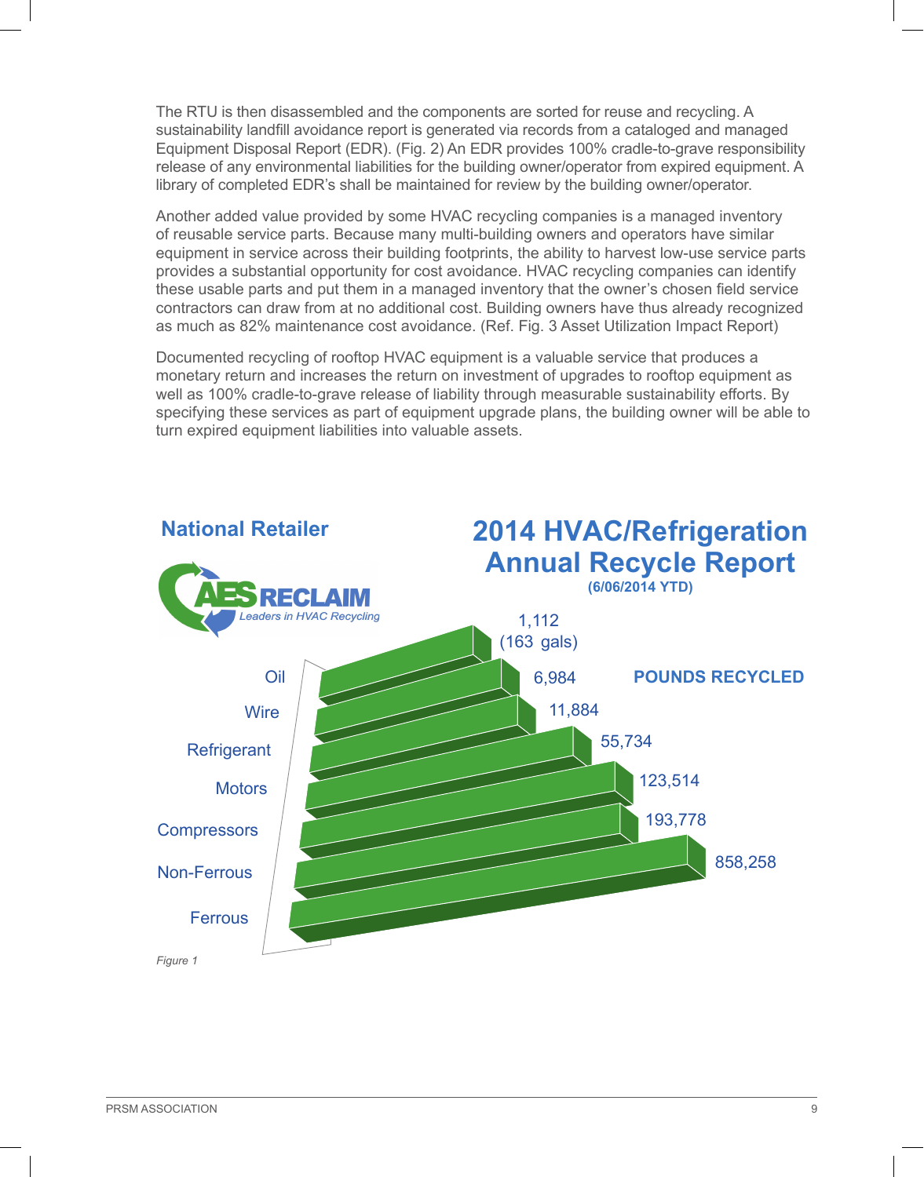The RTU is then disassembled and the components are sorted for reuse and recycling. A sustainability landfill avoidance report is generated via records from a cataloged and managed Equipment Disposal Report (EDR). (Fig. 2) An EDR provides 100% cradle-to-grave responsibility release of any environmental liabilities for the building owner/operator from expired equipment. A library of completed EDR's shall be maintained for review by the building owner/operator.

Another added value provided by some HVAC recycling companies is a managed inventory of reusable service parts. Because many multi-building owners and operators have similar equipment in service across their building footprints, the ability to harvest low-use service parts provides a substantial opportunity for cost avoidance. HVAC recycling companies can identify these usable parts and put them in a managed inventory that the owner's chosen field service contractors can draw from at no additional cost. Building owners have thus already recognized as much as 82% maintenance cost avoidance. (Ref. Fig. 3 Asset Utilization Impact Report)

Documented recycling of rooftop HVAC equipment is a valuable service that produces a monetary return and increases the return on investment of upgrades to rooftop equipment as well as 100% cradle-to-grave release of liability through measurable sustainability efforts. By specifying these services as part of equipment upgrade plans, the building owner will be able to turn expired equipment liabilities into valuable assets.

**National Retailer**

AES RECLAIM — *Leaders in HVAC Recycling*

## 2014 HVAC/Refrigeration Annual Recycle Report

**(6/06/2014 YTD)**

**POUNDS RECYCLED**

| Material | Pounds Recycled |
|---|---|
| Oil | 1,112 (163 gals) |
| Wire | 6,984 |
| Refrigerant | 11,884 |
| Motors | 55,734 |
| Compressors | 123,514 |
| Non-Ferrous | 193,778 |
| Ferrous | 858,258 |

*Figure 1*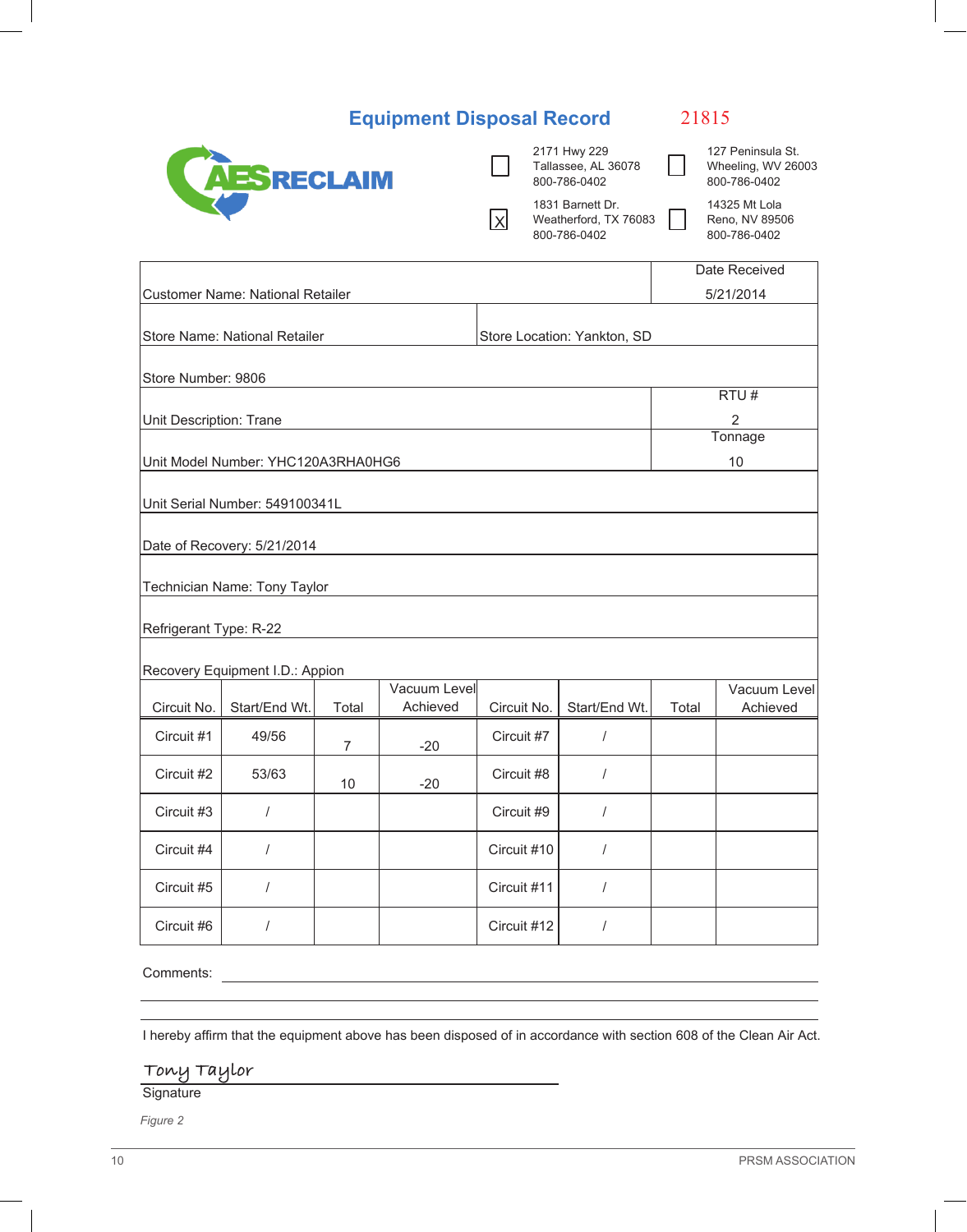## Equipment Disposal Record

21815

AES RECLAIM

- [ ] 2171 Hwy 229, Tallassee, AL 36078, 800-786-0402
- [ ] 127 Peninsula St., Wheeling, WV 26003, 800-786-0402
- [x] 1831 Barnett Dr., Weatherford, TX 76083, 800-786-0402
- [ ] 14325 Mt Lola, Reno, NV 89506, 800-786-0402

| | |
|---|---|
| Customer Name: National Retailer | Date Received: 5/21/2014 |
| Store Name: National Retailer | Store Location: Yankton, SD |
| Store Number: 9806 | |
| Unit Description: Trane | RTU #: 2 |
| Unit Model Number: YHC120A3RHA0HG6 | Tonnage: 10 |
| Unit Serial Number: 549100341L | |
| Date of Recovery: 5/21/2014 | |
| Technician Name: Tony Taylor | |
| Refrigerant Type: R-22 | |
| Recovery Equipment I.D.: Appion | |

| Circuit No. | Start/End Wt. | Total | Vacuum Level Achieved | Circuit No. | Start/End Wt. | Total | Vacuum Level Achieved |
|---|---|---|---|---|---|---|---|
| Circuit #1 | 49/56 | 7 | -20 | Circuit #7 | / | | |
| Circuit #2 | 53/63 | 10 | -20 | Circuit #8 | / | | |
| Circuit #3 | / | | | Circuit #9 | / | | |
| Circuit #4 | / | | | Circuit #10 | / | | |
| Circuit #5 | / | | | Circuit #11 | / | | |
| Circuit #6 | / | | | Circuit #12 | / | | |

Comments: ____________________

I hereby affirm that the equipment above has been disposed of in accordance with section 608 of the Clean Air Act.

*Tony Taylor*

Signature

*Figure 2*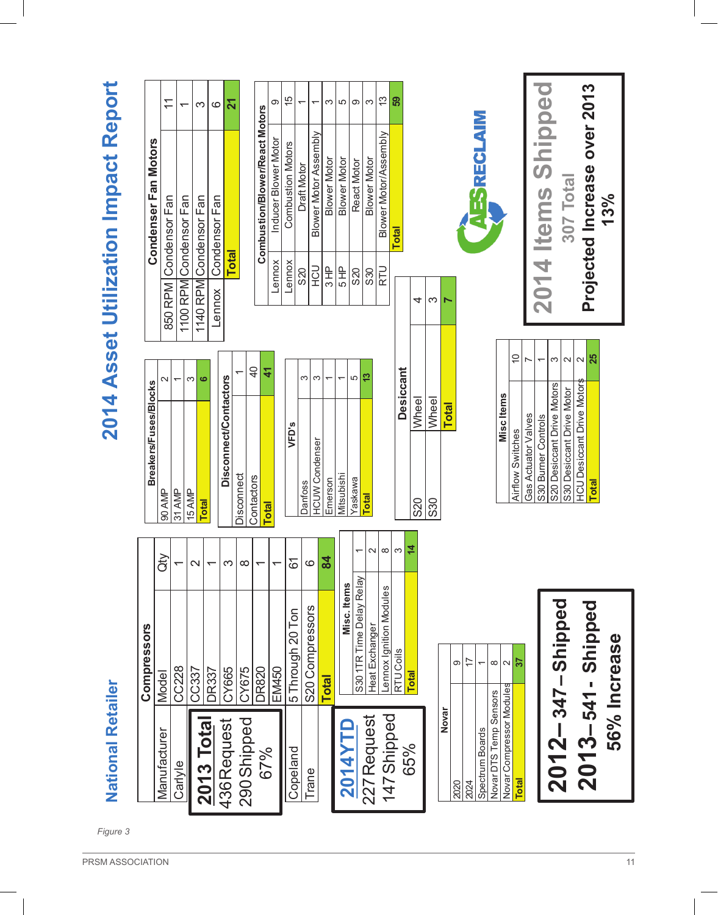*Figure 3*

# 2014 Asset Utilization Impact Report

## National Retailer

### Compressors

| Manufacturer | Model | Qty |
|---|---|---|
| Carlyle | CC228 | 1 |
| | CC337 | 2 |
| | DR337 | 1 |
| | CY665 | 3 |
| | CY675 | 8 |
| | DR820 | 1 |
| | EM450 | 1 |
| Copeland | 5 Through 20 Ton | 61 |
| Trane | S20 Compressors | 6 |
| | **Total** | **84** |

**2013 Total**
436 Request
290 Shipped
67%

**2014YTD**
227 Request
147 Shipped
65%

### Misc. Items

| Item | Qty |
|---|---|
| S30 1TR Time Delay Relay | 1 |
| Heat Exchanger | 2 |
| Lennox Ignition Modules | 8 |
| RTU Coils | 3 |
| **Total** | **14** |

### Novar

| Item | Qty |
|---|---|
| 2020 | 9 |
| 2024 | 17 |
| Spectrum Boards | 1 |
| Novar DTS Temp Sensors | 8 |
| Novar Compressor Modules | 2 |
| **Total** | **37** |

**2012 – 347 – Shipped**
**2013 – 541 - Shipped**
**56% Increase**

### Breakers/Fuses/Blocks

| Item | Qty |
|---|---|
| 90 AMP | 2 |
| 31 AMP | 1 |
| 15 AMP | 3 |
| **Total** | **6** |

### Disconnect/Contactors

| Item | Qty |
|---|---|
| Disconnect | 1 |
| Contactors | 40 |
| **Total** | **41** |

### VFD's

| Item | Qty |
|---|---|
| Danfoss | 3 |
| HCUW Condenser | 3 |
| Emerson | 1 |
| Mitsubishi | 1 |
| Yaskawa | 5 |
| **Total** | **13** |

### Desiccant

| Unit | Item | Qty |
|---|---|---|
| S20 | Wheel | 4 |
| S30 | Wheel | 3 |
| | **Total** | **7** |

### Misc Items

| Item | Qty |
|---|---|
| Airflow Switches | 10 |
| Gas Actuator Valves | 7 |
| S30 Burner Controls | 1 |
| S20 Desiccant Drive Motors | 3 |
| S30 Desiccant Drive Motor | 2 |
| HCU Desiccant Drive Motors | 2 |
| **Total** | **25** |

### Condenser Fan Motors

| Type | Item | Qty |
|---|---|---|
| 850 RPM | Condensor Fan | 11 |
| 1100 RPM | Condensor Fan | 1 |
| 1140 RPM | Condensor Fan | 3 |
| Lennox | Condensor Fan | 6 |
| | **Total** | **21** |

### Combustion/Blower/React Motors

| Type | Item | Qty |
|---|---|---|
| Lennox | Inducer Blower Motor | 9 |
| Lennox | Combustion Motors | 15 |
| S20 | Draft Motor | 1 |
| HCU | Blower Motor Assembly | 1 |
| 3 HP | Blower Motor | 3 |
| 5 HP | Blower Motor | 5 |
| S20 | React Motor | 9 |
| S30 | Blower Motor | 3 |
| RTU | Blower Motor/Assembly | 13 |
| | **Total** | **59** |

AESRECLAIM

**2014 Items Shipped**
**307 Total**
**Projected Increase over 2013**
**13%**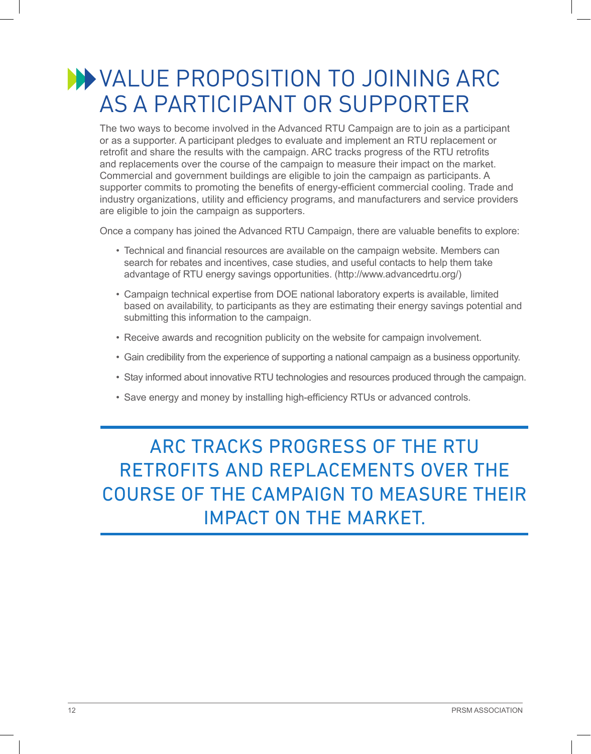# VALUE PROPOSITION TO JOINING ARC AS A PARTICIPANT OR SUPPORTER

The two ways to become involved in the Advanced RTU Campaign are to join as a participant or as a supporter. A participant pledges to evaluate and implement an RTU replacement or retrofit and share the results with the campaign. ARC tracks progress of the RTU retrofits and replacements over the course of the campaign to measure their impact on the market. Commercial and government buildings are eligible to join the campaign as participants. A supporter commits to promoting the benefits of energy-efficient commercial cooling. Trade and industry organizations, utility and efficiency programs, and manufacturers and service providers are eligible to join the campaign as supporters.

Once a company has joined the Advanced RTU Campaign, there are valuable benefits to explore:

- Technical and financial resources are available on the campaign website. Members can search for rebates and incentives, case studies, and useful contacts to help them take advantage of RTU energy savings opportunities. (http://www.advancedrtu.org/)
- Campaign technical expertise from DOE national laboratory experts is available, limited based on availability, to participants as they are estimating their energy savings potential and submitting this information to the campaign.
- Receive awards and recognition publicity on the website for campaign involvement.
- Gain credibility from the experience of supporting a national campaign as a business opportunity.
- Stay informed about innovative RTU technologies and resources produced through the campaign.
- Save energy and money by installing high-efficiency RTUs or advanced controls.

---

ARC TRACKS PROGRESS OF THE RTU RETROFITS AND REPLACEMENTS OVER THE COURSE OF THE CAMPAIGN TO MEASURE THEIR IMPACT ON THE MARKET.

---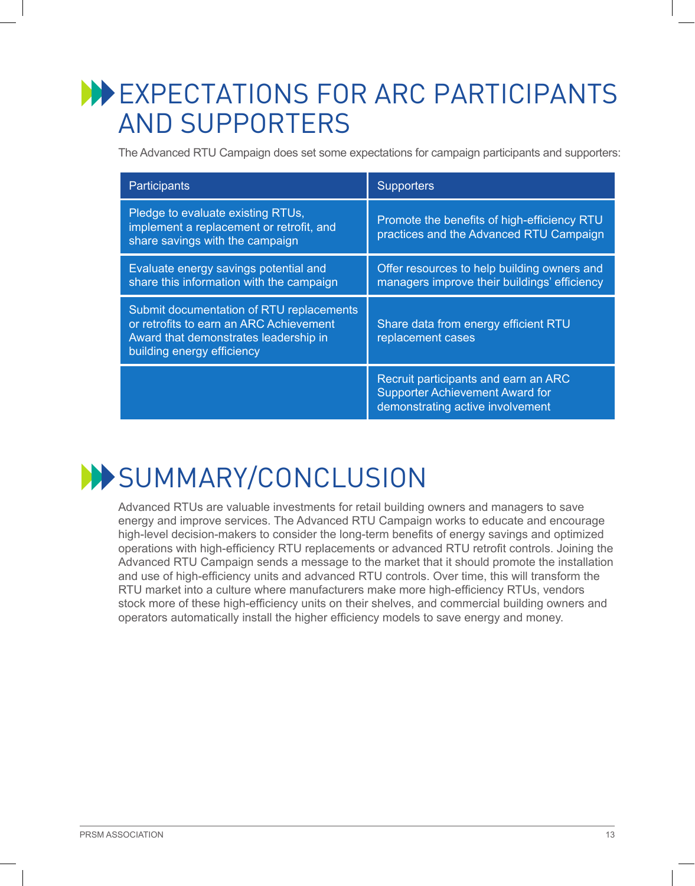# EXPECTATIONS FOR ARC PARTICIPANTS AND SUPPORTERS

The Advanced RTU Campaign does set some expectations for campaign participants and supporters:

| Participants | Supporters |
| --- | --- |
| Pledge to evaluate existing RTUs, implement a replacement or retrofit, and share savings with the campaign | Promote the benefits of high-efficiency RTU practices and the Advanced RTU Campaign |
| Evaluate energy savings potential and share this information with the campaign | Offer resources to help building owners and managers improve their buildings' efficiency |
| Submit documentation of RTU replacements or retrofits to earn an ARC Achievement Award that demonstrates leadership in building energy efficiency | Share data from energy efficient RTU replacement cases |
| | Recruit participants and earn an ARC Supporter Achievement Award for demonstrating active involvement |

# SUMMARY/CONCLUSION

Advanced RTUs are valuable investments for retail building owners and managers to save energy and improve services. The Advanced RTU Campaign works to educate and encourage high-level decision-makers to consider the long-term benefits of energy savings and optimized operations with high-efficiency RTU replacements or advanced RTU retrofit controls. Joining the Advanced RTU Campaign sends a message to the market that it should promote the installation and use of high-efficiency units and advanced RTU controls. Over time, this will transform the RTU market into a culture where manufacturers make more high-efficiency RTUs, vendors stock more of these high-efficiency units on their shelves, and commercial building owners and operators automatically install the higher efficiency models to save energy and money.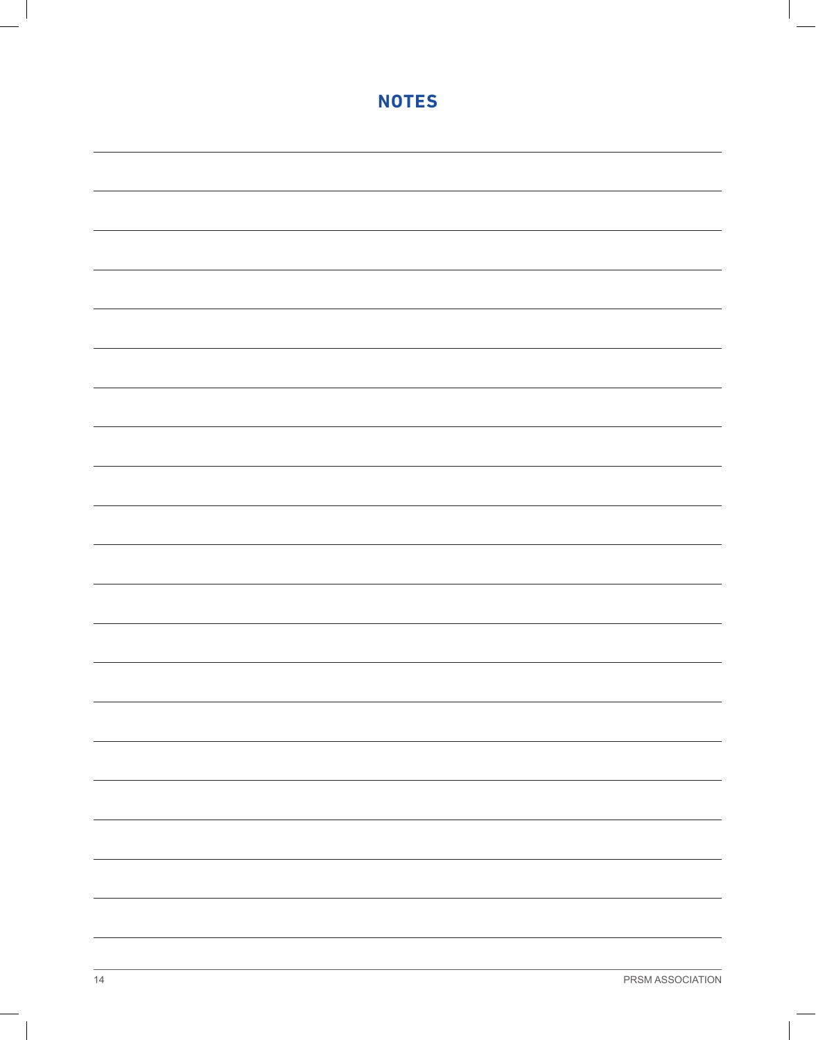# NOTES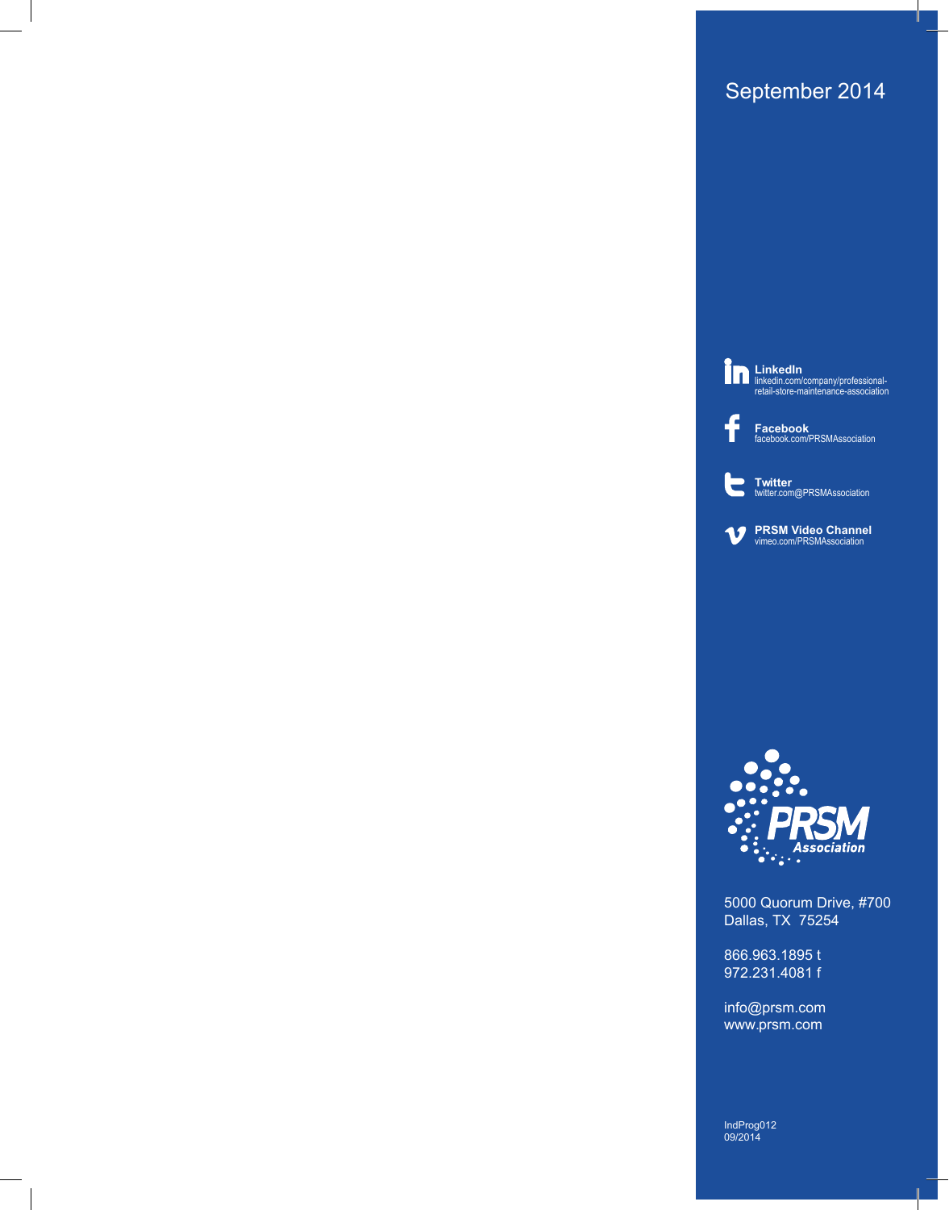September 2014

**LinkedIn**
linkedin.com/company/professional-retail-store-maintenance-association

**Facebook**
facebook.com/PRSMAssociation

**Twitter**
twitter.com@PRSMAssociation

**PRSM Video Channel**
vimeo.com/PRSMAssociation

PRSM Association

5000 Quorum Drive, #700
Dallas, TX 75254

866.963.1895 t
972.231.4081 f

info@prsm.com
www.prsm.com

IndProg012
09/2014